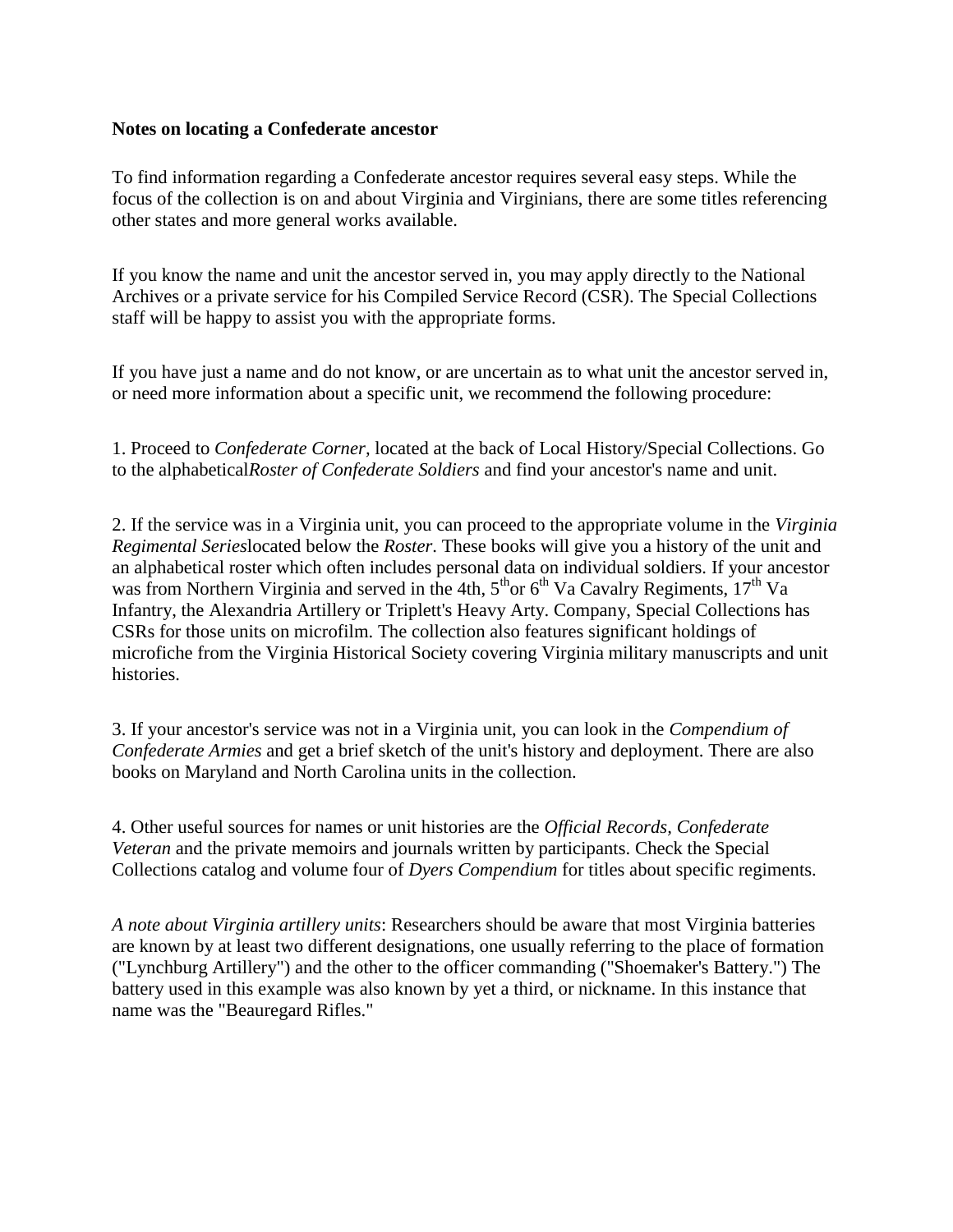**Notes on locating a Confederate ancestor**

To find information regarding a Confederate ancestor requires several easy steps. While the focus of the collection is on and about Virginia and Virginians, there are some titles referencing other states and more general works available.

If you know the name and unit the ancestor served in, you may apply directly to the National Archives or a private service for his Compiled Service Record (CSR). The Special Collections staff will be happy to assist you with the appropriate forms.

If you have just a name and do not know, or are uncertain as to what unit the ancestor served in, or need more information about a specific unit, we recommend the following procedure:

1. Proceed to *Confederate Corner,* located at the back of Local History/Special Collections. Go to the alphabetical*Roster of Confederate Soldiers* and find your ancestor's name and unit.

2. If the service was in a Virginia unit, you can proceed to the appropriate volume in the *Virginia Regimental Series*located below the *Roster*. These books will give you a history of the unit and an alphabetical roster which often includes personal data on individual soldiers. If your ancestor was from Northern Virginia and served in the 4th, 5$^{th}$or 6$^{th}$ Va Cavalry Regiments, 17$^{th}$ Va Infantry, the Alexandria Artillery or Triplett's Heavy Arty. Company, Special Collections has CSRs for those units on microfilm. The collection also features significant holdings of microfiche from the Virginia Historical Society covering Virginia military manuscripts and unit histories.

3. If your ancestor's service was not in a Virginia unit, you can look in the *Compendium of Confederate Armies* and get a brief sketch of the unit's history and deployment. There are also books on Maryland and North Carolina units in the collection.

4. Other useful sources for names or unit histories are the *Official Records, Confederate Veteran* and the private memoirs and journals written by participants. Check the Special Collections catalog and volume four of *Dyers Compendium* for titles about specific regiments.

*A note about Virginia artillery units*: Researchers should be aware that most Virginia batteries are known by at least two different designations, one usually referring to the place of formation ("Lynchburg Artillery") and the other to the officer commanding ("Shoemaker's Battery.") The battery used in this example was also known by yet a third, or nickname. In this instance that name was the "Beauregard Rifles."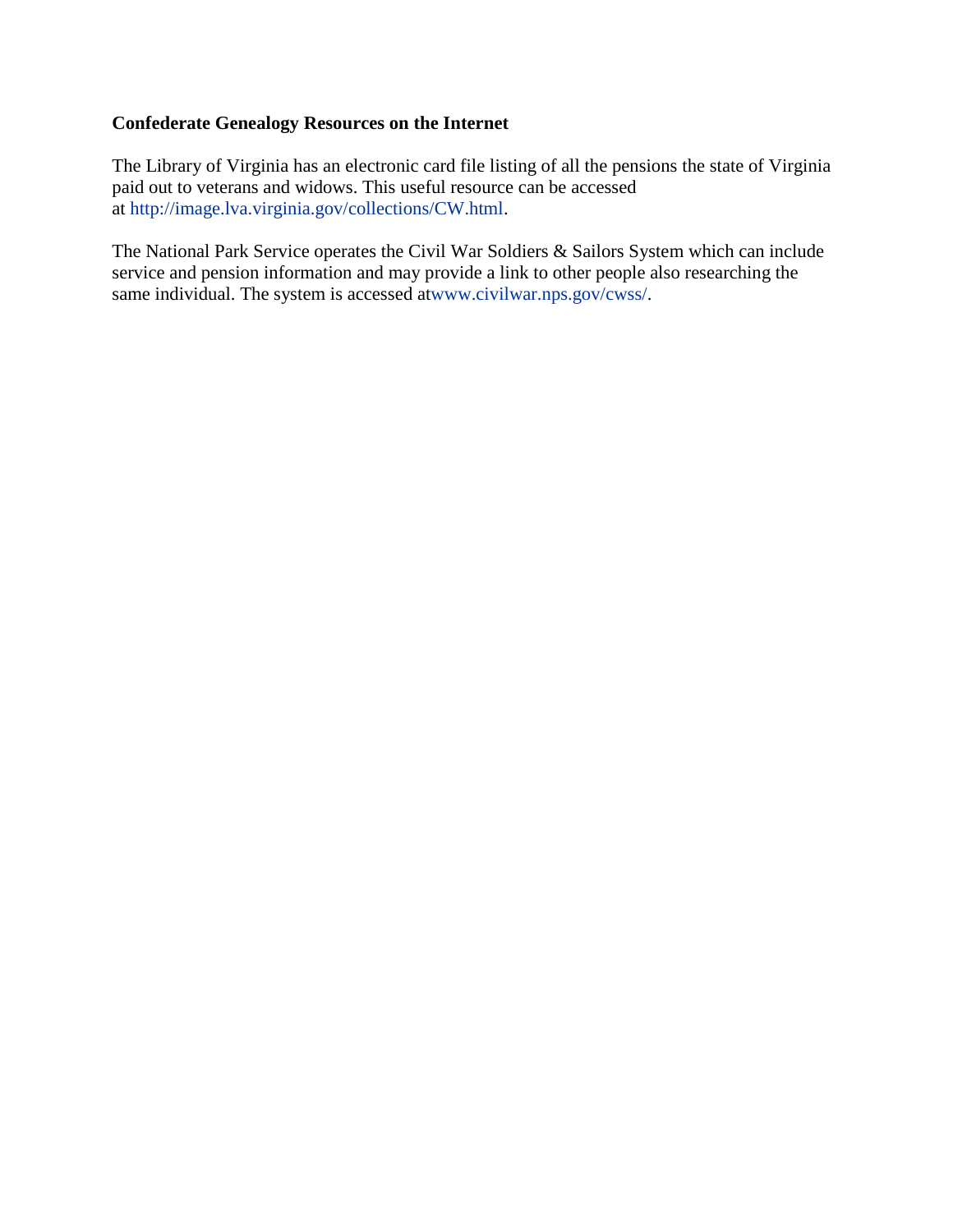**Confederate Genealogy Resources on the Internet**

The Library of Virginia has an electronic card file listing of all the pensions the state of Virginia paid out to veterans and widows. This useful resource can be accessed at http://image.lva.virginia.gov/collections/CW.html.

The National Park Service operates the Civil War Soldiers & Sailors System which can include service and pension information and may provide a link to other people also researching the same individual. The system is accessed atwww.civilwar.nps.gov/cwss/.